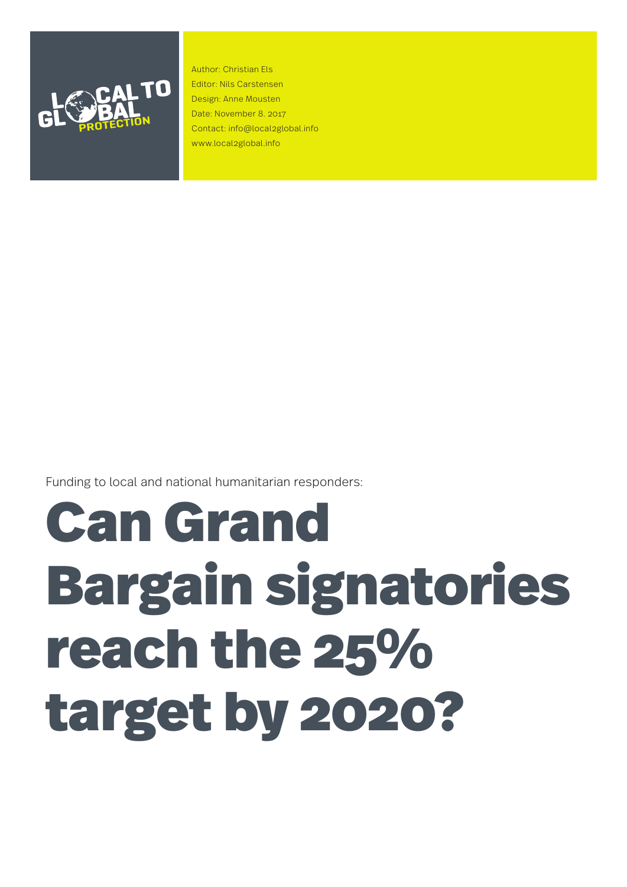LOCAL TO GLOBAL PROTECTION

Author: Christian Els
Editor: Nils Carstensen
Design: Anne Mousten
Date: November 8. 2017
Contact: info@local2global.info
www.local2global.info

Funding to local and national humanitarian responders:

# Can Grand Bargain signatories reach the 25% target by 2020?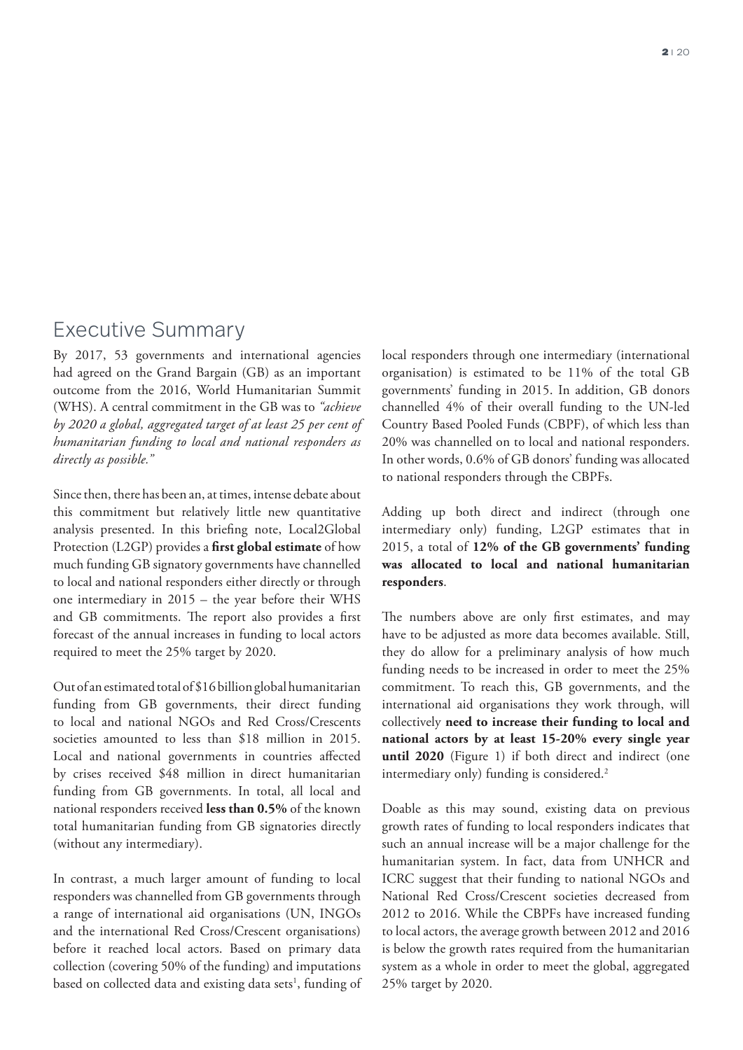## Executive Summary

By 2017, 53 governments and international agencies had agreed on the Grand Bargain (GB) as an important outcome from the 2016, World Humanitarian Summit (WHS). A central commitment in the GB was to *"achieve by 2020 a global, aggregated target of at least 25 per cent of humanitarian funding to local and national responders as directly as possible."*

Since then, there has been an, at times, intense debate about this commitment but relatively little new quantitative analysis presented. In this briefing note, Local2Global Protection (L2GP) provides a **first global estimate** of how much funding GB signatory governments have channelled to local and national responders either directly or through one intermediary in 2015 – the year before their WHS and GB commitments. The report also provides a first forecast of the annual increases in funding to local actors required to meet the 25% target by 2020.

Out of an estimated total of $16 billion global humanitarian funding from GB governments, their direct funding to local and national NGOs and Red Cross/Crescents societies amounted to less than $18 million in 2015. Local and national governments in countries affected by crises received $48 million in direct humanitarian funding from GB governments. In total, all local and national responders received **less than 0.5%** of the known total humanitarian funding from GB signatories directly (without any intermediary).

In contrast, a much larger amount of funding to local responders was channelled from GB governments through a range of international aid organisations (UN, INGOs and the international Red Cross/Crescent organisations) before it reached local actors. Based on primary data collection (covering 50% of the funding) and imputations based on collected data and existing data sets[1], funding of local responders through one intermediary (international organisation) is estimated to be 11% of the total GB governments' funding in 2015. In addition, GB donors channelled 4% of their overall funding to the UN-led Country Based Pooled Funds (CBPF), of which less than 20% was channelled on to local and national responders. In other words, 0.6% of GB donors' funding was allocated to national responders through the CBPFs.

Adding up both direct and indirect (through one intermediary only) funding, L2GP estimates that in 2015, a total of **12% of the GB governments' funding was allocated to local and national humanitarian responders**.

The numbers above are only first estimates, and may have to be adjusted as more data becomes available. Still, they do allow for a preliminary analysis of how much funding needs to be increased in order to meet the 25% commitment. To reach this, GB governments, and the international aid organisations they work through, will collectively **need to increase their funding to local and national actors by at least 15-20% every single year until 2020** (Figure 1) if both direct and indirect (one intermediary only) funding is considered.[2]

Doable as this may sound, existing data on previous growth rates of funding to local responders indicates that such an annual increase will be a major challenge for the humanitarian system. In fact, data from UNHCR and ICRC suggest that their funding to national NGOs and National Red Cross/Crescent societies decreased from 2012 to 2016. While the CBPFs have increased funding to local actors, the average growth between 2012 and 2016 is below the growth rates required from the humanitarian system as a whole in order to meet the global, aggregated 25% target by 2020.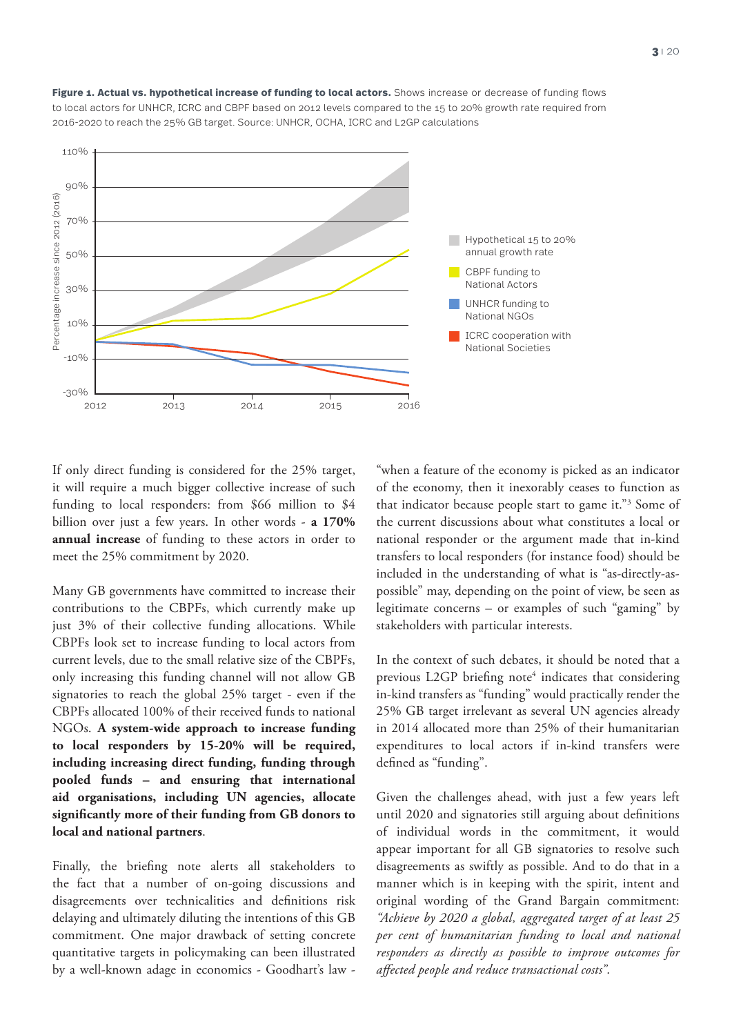**Figure 1. Actual vs. hypothetical increase of funding to local actors.** Shows increase or decrease of funding flows to local actors for UNHCR, ICRC and CBPF based on 2012 levels compared to the 15 to 20% growth rate required from 2016-2020 to reach the 25% GB target. Source: UNHCR, OCHA, ICRC and L2GP calculations

If only direct funding is considered for the 25% target, it will require a much bigger collective increase of such funding to local responders: from $66 million to $4 billion over just a few years. In other words - **a 170% annual increase** of funding to these actors in order to meet the 25% commitment by 2020.

Many GB governments have committed to increase their contributions to the CBPFs, which currently make up just 3% of their collective funding allocations. While CBPFs look set to increase funding to local actors from current levels, due to the small relative size of the CBPFs, only increasing this funding channel will not allow GB signatories to reach the global 25% target - even if the CBPFs allocated 100% of their received funds to national NGOs. **A system-wide approach to increase funding to local responders by 15-20% will be required, including increasing direct funding, funding through pooled funds – and ensuring that international aid organisations, including UN agencies, allocate significantly more of their funding from GB donors to local and national partners**.

Finally, the briefing note alerts all stakeholders to the fact that a number of on-going discussions and disagreements over technicalities and definitions risk delaying and ultimately diluting the intentions of this GB commitment. One major drawback of setting concrete quantitative targets in policymaking can been illustrated by a well-known adage in economics - Goodhart's law - "when a feature of the economy is picked as an indicator of the economy, then it inexorably ceases to function as that indicator because people start to game it."[3] Some of the current discussions about what constitutes a local or national responder or the argument made that in-kind transfers to local responders (for instance food) should be included in the understanding of what is "as-directly-as-possible" may, depending on the point of view, be seen as legitimate concerns – or examples of such "gaming" by stakeholders with particular interests.

In the context of such debates, it should be noted that a previous L2GP briefing note[4] indicates that considering in-kind transfers as "funding" would practically render the 25% GB target irrelevant as several UN agencies already in 2014 allocated more than 25% of their humanitarian expenditures to local actors if in-kind transfers were defined as "funding".

Given the challenges ahead, with just a few years left until 2020 and signatories still arguing about definitions of individual words in the commitment, it would appear important for all GB signatories to resolve such disagreements as swiftly as possible. And to do that in a manner which is in keeping with the spirit, intent and original wording of the Grand Bargain commitment: *"Achieve by 2020 a global, aggregated target of at least 25 per cent of humanitarian funding to local and national responders as directly as possible to improve outcomes for affected people and reduce transactional costs"*.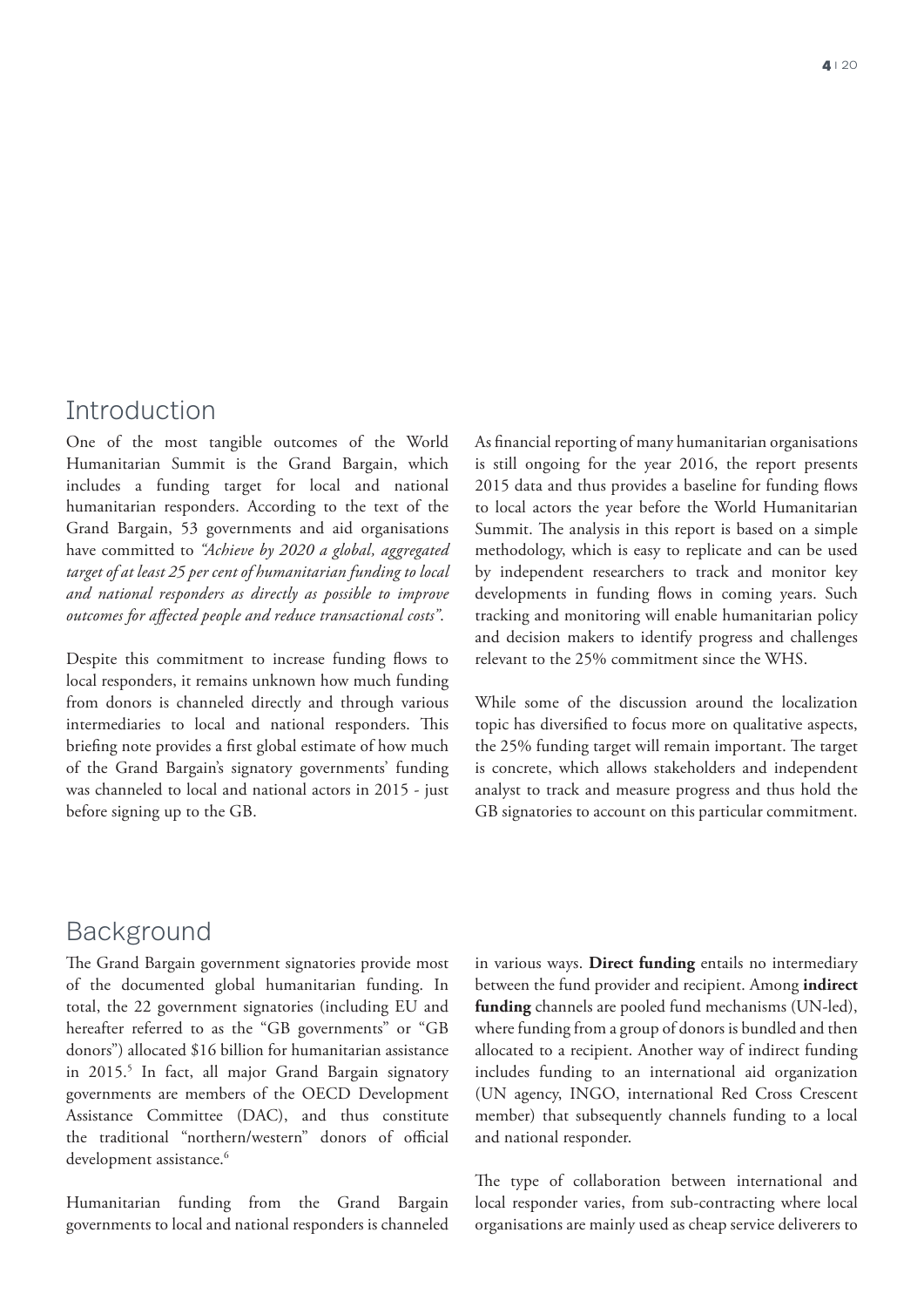## Introduction

One of the most tangible outcomes of the World Humanitarian Summit is the Grand Bargain, which includes a funding target for local and national humanitarian responders. According to the text of the Grand Bargain, 53 governments and aid organisations have committed to *"Achieve by 2020 a global, aggregated target of at least 25 per cent of humanitarian funding to local and national responders as directly as possible to improve outcomes for affected people and reduce transactional costs"*.

Despite this commitment to increase funding flows to local responders, it remains unknown how much funding from donors is channeled directly and through various intermediaries to local and national responders. This briefing note provides a first global estimate of how much of the Grand Bargain's signatory governments' funding was channeled to local and national actors in 2015 - just before signing up to the GB.

As financial reporting of many humanitarian organisations is still ongoing for the year 2016, the report presents 2015 data and thus provides a baseline for funding flows to local actors the year before the World Humanitarian Summit. The analysis in this report is based on a simple methodology, which is easy to replicate and can be used by independent researchers to track and monitor key developments in funding flows in coming years. Such tracking and monitoring will enable humanitarian policy and decision makers to identify progress and challenges relevant to the 25% commitment since the WHS.

While some of the discussion around the localization topic has diversified to focus more on qualitative aspects, the 25% funding target will remain important. The target is concrete, which allows stakeholders and independent analyst to track and measure progress and thus hold the GB signatories to account on this particular commitment.

## Background

The Grand Bargain government signatories provide most of the documented global humanitarian funding. In total, the 22 government signatories (including EU and hereafter referred to as the "GB governments" or "GB donors") allocated $16 billion for humanitarian assistance in 2015.[5] In fact, all major Grand Bargain signatory governments are members of the OECD Development Assistance Committee (DAC), and thus constitute the traditional "northern/western" donors of official development assistance.[6]

Humanitarian funding from the Grand Bargain governments to local and national responders is channeled in various ways. **Direct funding** entails no intermediary between the fund provider and recipient. Among **indirect funding** channels are pooled fund mechanisms (UN-led), where funding from a group of donors is bundled and then allocated to a recipient. Another way of indirect funding includes funding to an international aid organization (UN agency, INGO, international Red Cross Crescent member) that subsequently channels funding to a local and national responder.

The type of collaboration between international and local responder varies, from sub-contracting where local organisations are mainly used as cheap service deliverers to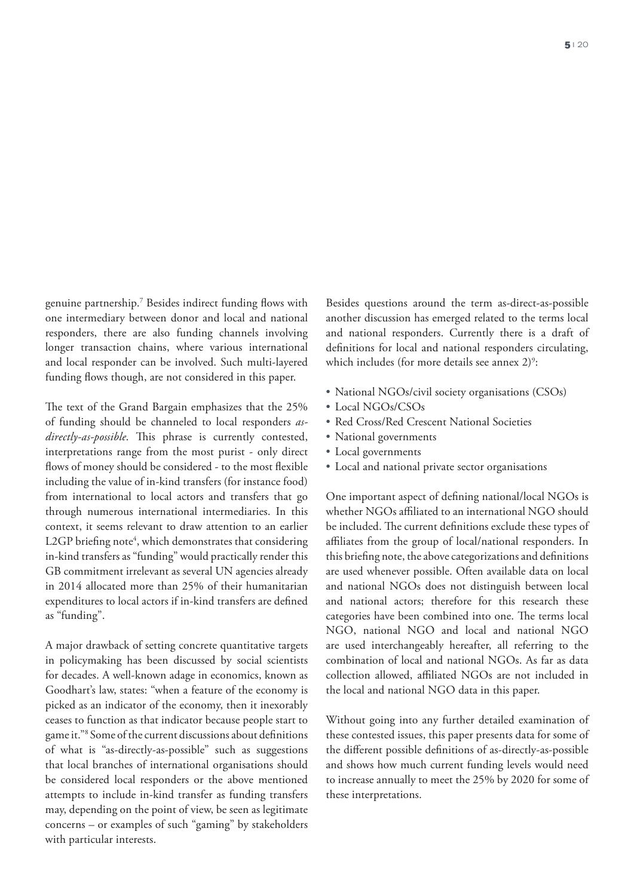genuine partnership.[7] Besides indirect funding flows with one intermediary between donor and local and national responders, there are also funding channels involving longer transaction chains, where various international and local responder can be involved. Such multi-layered funding flows though, are not considered in this paper.

The text of the Grand Bargain emphasizes that the 25% of funding should be channeled to local responders *as-directly-as-possible*. This phrase is currently contested, interpretations range from the most purist - only direct flows of money should be considered - to the most flexible including the value of in-kind transfers (for instance food) from international to local actors and transfers that go through numerous international intermediaries. In this context, it seems relevant to draw attention to an earlier L2GP briefing note[4], which demonstrates that considering in-kind transfers as "funding" would practically render this GB commitment irrelevant as several UN agencies already in 2014 allocated more than 25% of their humanitarian expenditures to local actors if in-kind transfers are defined as "funding".

A major drawback of setting concrete quantitative targets in policymaking has been discussed by social scientists for decades. A well-known adage in economics, known as Goodhart's law, states: "when a feature of the economy is picked as an indicator of the economy, then it inexorably ceases to function as that indicator because people start to game it."[8] Some of the current discussions about definitions of what is "as-directly-as-possible" such as suggestions that local branches of international organisations should be considered local responders or the above mentioned attempts to include in-kind transfer as funding transfers may, depending on the point of view, be seen as legitimate concerns – or examples of such "gaming" by stakeholders with particular interests.

Besides questions around the term as-direct-as-possible another discussion has emerged related to the terms local and national responders. Currently there is a draft of definitions for local and national responders circulating, which includes (for more details see annex 2)[9]:

- National NGOs/civil society organisations (CSOs)
- Local NGOs/CSOs
- Red Cross/Red Crescent National Societies
- National governments
- Local governments
- Local and national private sector organisations

One important aspect of defining national/local NGOs is whether NGOs affiliated to an international NGO should be included. The current definitions exclude these types of affiliates from the group of local/national responders. In this briefing note, the above categorizations and definitions are used whenever possible. Often available data on local and national NGOs does not distinguish between local and national actors; therefore for this research these categories have been combined into one. The terms local NGO, national NGO and local and national NGO are used interchangeably hereafter, all referring to the combination of local and national NGOs. As far as data collection allowed, affiliated NGOs are not included in the local and national NGO data in this paper.

Without going into any further detailed examination of these contested issues, this paper presents data for some of the different possible definitions of as-directly-as-possible and shows how much current funding levels would need to increase annually to meet the 25% by 2020 for some of these interpretations.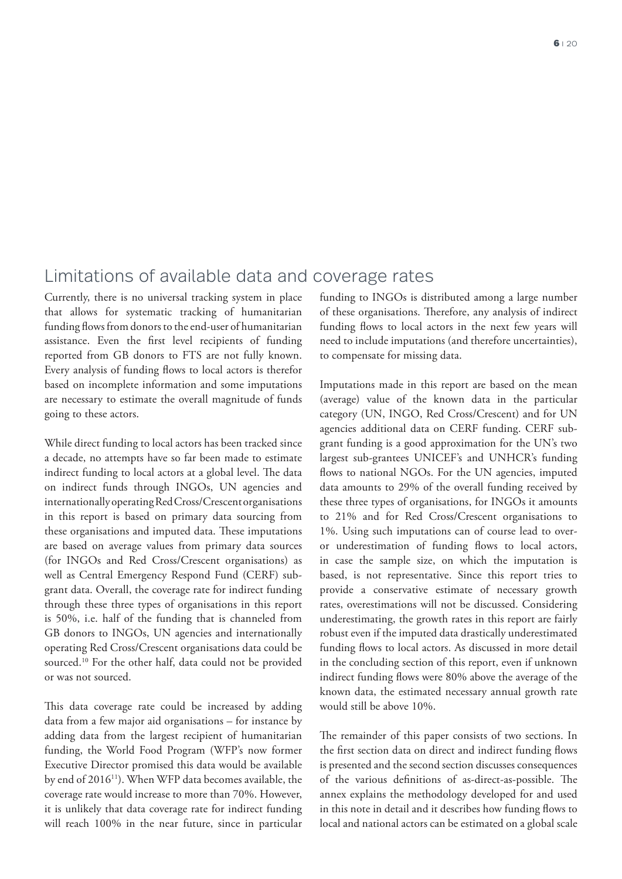## Limitations of available data and coverage rates

Currently, there is no universal tracking system in place that allows for systematic tracking of humanitarian funding flows from donors to the end-user of humanitarian assistance. Even the first level recipients of funding reported from GB donors to FTS are not fully known. Every analysis of funding flows to local actors is therefor based on incomplete information and some imputations are necessary to estimate the overall magnitude of funds going to these actors.

While direct funding to local actors has been tracked since a decade, no attempts have so far been made to estimate indirect funding to local actors at a global level. The data on indirect funds through INGOs, UN agencies and internationally operating Red Cross/Crescent organisations in this report is based on primary data sourcing from these organisations and imputed data. These imputations are based on average values from primary data sources (for INGOs and Red Cross/Crescent organisations) as well as Central Emergency Respond Fund (CERF) sub-grant data. Overall, the coverage rate for indirect funding through these three types of organisations in this report is 50%, i.e. half of the funding that is channeled from GB donors to INGOs, UN agencies and internationally operating Red Cross/Crescent organisations data could be sourced.[10] For the other half, data could not be provided or was not sourced.

This data coverage rate could be increased by adding data from a few major aid organisations – for instance by adding data from the largest recipient of humanitarian funding, the World Food Program (WFP's now former Executive Director promised this data would be available by end of 2016[11]). When WFP data becomes available, the coverage rate would increase to more than 70%. However, it is unlikely that data coverage rate for indirect funding will reach 100% in the near future, since in particular funding to INGOs is distributed among a large number of these organisations. Therefore, any analysis of indirect funding flows to local actors in the next few years will need to include imputations (and therefore uncertainties), to compensate for missing data.

Imputations made in this report are based on the mean (average) value of the known data in the particular category (UN, INGO, Red Cross/Crescent) and for UN agencies additional data on CERF funding. CERF sub-grant funding is a good approximation for the UN's two largest sub-grantees UNICEF's and UNHCR's funding flows to national NGOs. For the UN agencies, imputed data amounts to 29% of the overall funding received by these three types of organisations, for INGOs it amounts to 21% and for Red Cross/Crescent organisations to 1%. Using such imputations can of course lead to over- or underestimation of funding flows to local actors, in case the sample size, on which the imputation is based, is not representative. Since this report tries to provide a conservative estimate of necessary growth rates, overestimations will not be discussed. Considering underestimating, the growth rates in this report are fairly robust even if the imputed data drastically underestimated funding flows to local actors. As discussed in more detail in the concluding section of this report, even if unknown indirect funding flows were 80% above the average of the known data, the estimated necessary annual growth rate would still be above 10%.

The remainder of this paper consists of two sections. In the first section data on direct and indirect funding flows is presented and the second section discusses consequences of the various definitions of as-direct-as-possible. The annex explains the methodology developed for and used in this note in detail and it describes how funding flows to local and national actors can be estimated on a global scale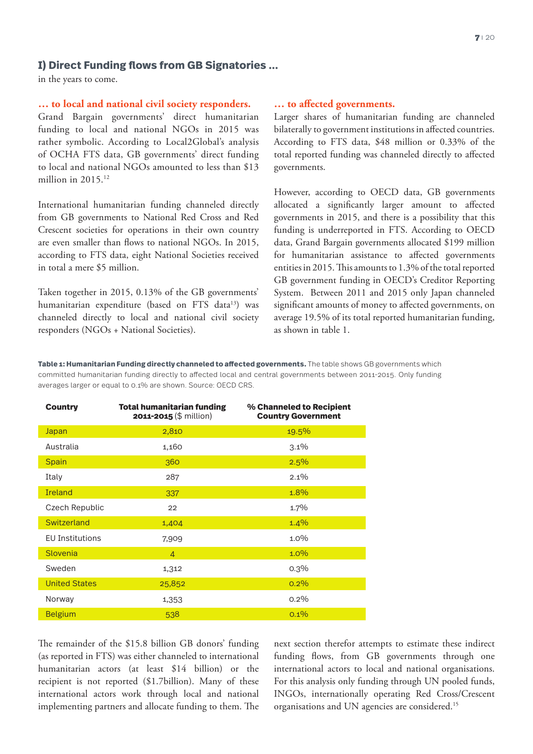### I) Direct Funding flows from GB Signatories ...

in the years to come.

**... to local and national civil society responders.**

Grand Bargain governments' direct humanitarian funding to local and national NGOs in 2015 was rather symbolic. According to Local2Global's analysis of OCHA FTS data, GB governments' direct funding to local and national NGOs amounted to less than $13 million in 2015.[12]

International humanitarian funding channeled directly from GB governments to National Red Cross and Red Crescent societies for operations in their own country are even smaller than flows to national NGOs. In 2015, according to FTS data, eight National Societies received in total a mere $5 million.

Taken together in 2015, 0.13% of the GB governments' humanitarian expenditure (based on FTS data[13]) was channeled directly to local and national civil society responders (NGOs + National Societies).

**... to affected governments.**

Larger shares of humanitarian funding are channeled bilaterally to government institutions in affected countries. According to FTS data, $48 million or 0.33% of the total reported funding was channeled directly to affected governments.

However, according to OECD data, GB governments allocated a significantly larger amount to affected governments in 2015, and there is a possibility that this funding is underreported in FTS. According to OECD data, Grand Bargain governments allocated $199 million for humanitarian assistance to affected governments entities in 2015. This amounts to 1.3% of the total reported GB government funding in OECD's Creditor Reporting System. Between 2011 and 2015 only Japan channeled significant amounts of money to affected governments, on average 19.5% of its total reported humanitarian funding, as shown in table 1.

**Table 1: Humanitarian Funding directly channeled to affected governments.** The table shows GB governments which committed humanitarian funding directly to affected local and central governments between 2011-2015. Only funding averages larger or equal to 0.1% are shown. Source: OECD CRS.

| Country | Total humanitarian funding 2011-2015 ($ million) | % Channeled to Recipient Country Government |
|---|---|---|
| Japan | 2,810 | 19.5% |
| Australia | 1,160 | 3.1% |
| Spain | 360 | 2.5% |
| Italy | 287 | 2.1% |
| Ireland | 337 | 1.8% |
| Czech Republic | 22 | 1.7% |
| Switzerland | 1,404 | 1.4% |
| EU Institutions | 7,909 | 1.0% |
| Slovenia | 4 | 1.0% |
| Sweden | 1,312 | 0.3% |
| United States | 25,852 | 0.2% |
| Norway | 1,353 | 0.2% |
| Belgium | 538 | 0.1% |

The remainder of the $15.8 billion GB donors' funding (as reported in FTS) was either channeled to international humanitarian actors (at least $14 billion) or the recipient is not reported ($1.7billion). Many of these international actors work through local and national implementing partners and allocate funding to them. The next section therefor attempts to estimate these indirect funding flows, from GB governments through one international actors to local and national organisations. For this analysis only funding through UN pooled funds, INGOs, internationally operating Red Cross/Crescent organisations and UN agencies are considered.[15]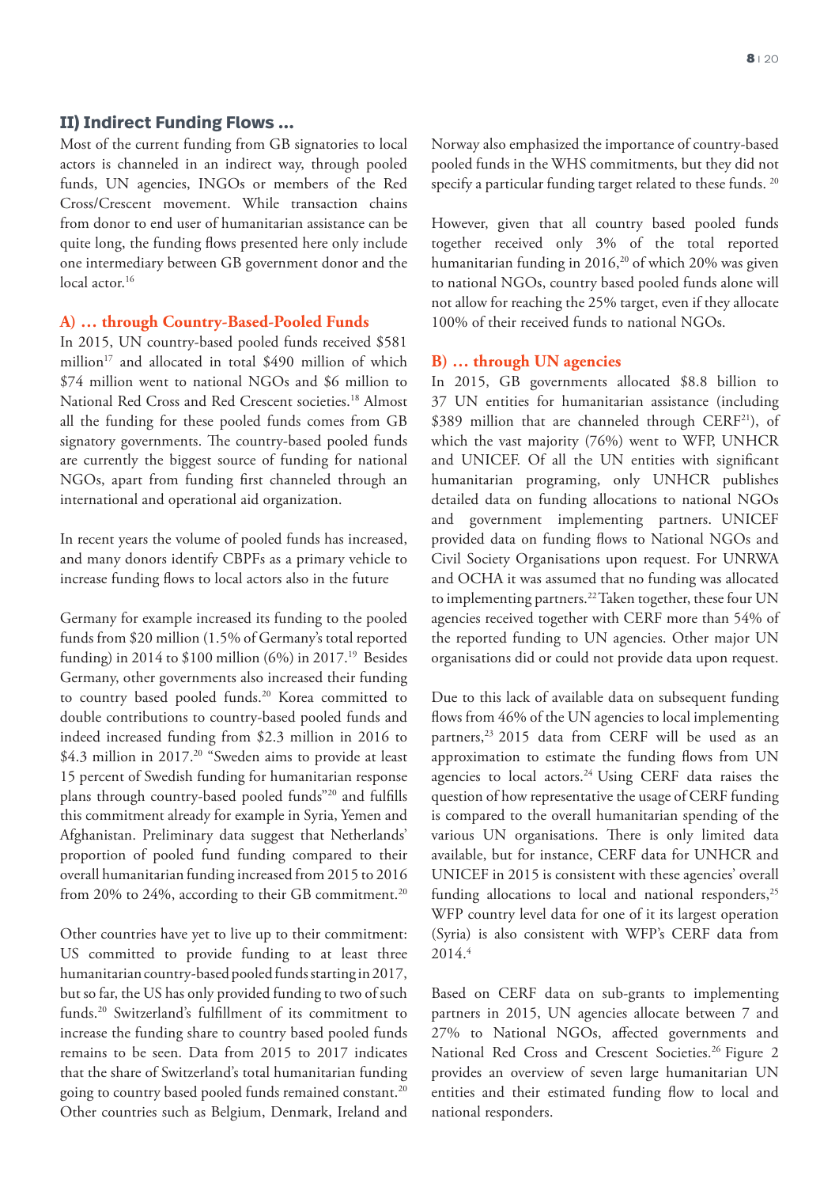## II) Indirect Funding Flows ...

Most of the current funding from GB signatories to local actors is channeled in an indirect way, through pooled funds, UN agencies, INGOs or members of the Red Cross/Crescent movement. While transaction chains from donor to end user of humanitarian assistance can be quite long, the funding flows presented here only include one intermediary between GB government donor and the local actor.[16]

### A) ... through Country-Based-Pooled Funds

In 2015, UN country-based pooled funds received $581 million[17] and allocated in total $490 million of which $74 million went to national NGOs and $6 million to National Red Cross and Red Crescent societies.[18] Almost all the funding for these pooled funds comes from GB signatory governments. The country-based pooled funds are currently the biggest source of funding for national NGOs, apart from funding first channeled through an international and operational aid organization.

In recent years the volume of pooled funds has increased, and many donors identify CBPFs as a primary vehicle to increase funding flows to local actors also in the future

Germany for example increased its funding to the pooled funds from $20 million (1.5% of Germany's total reported funding) in 2014 to $100 million (6%) in 2017.[19] Besides Germany, other governments also increased their funding to country based pooled funds.[20] Korea committed to double contributions to country-based pooled funds and indeed increased funding from $2.3 million in 2016 to $4.3 million in 2017.[20] "Sweden aims to provide at least 15 percent of Swedish funding for humanitarian response plans through country-based pooled funds"[20] and fulfills this commitment already for example in Syria, Yemen and Afghanistan. Preliminary data suggest that Netherlands' proportion of pooled fund funding compared to their overall humanitarian funding increased from 2015 to 2016 from 20% to 24%, according to their GB commitment.[20]

Other countries have yet to live up to their commitment: US committed to provide funding to at least three humanitarian country-based pooled funds starting in 2017, but so far, the US has only provided funding to two of such funds.[20] Switzerland's fulfillment of its commitment to increase the funding share to country based pooled funds remains to be seen. Data from 2015 to 2017 indicates that the share of Switzerland's total humanitarian funding going to country based pooled funds remained constant.[20] Other countries such as Belgium, Denmark, Ireland and Norway also emphasized the importance of country-based pooled funds in the WHS commitments, but they did not specify a particular funding target related to these funds. [20]

However, given that all country based pooled funds together received only 3% of the total reported humanitarian funding in 2016,[20] of which 20% was given to national NGOs, country based pooled funds alone will not allow for reaching the 25% target, even if they allocate 100% of their received funds to national NGOs.

### B) ... through UN agencies

In 2015, GB governments allocated $8.8 billion to 37 UN entities for humanitarian assistance (including $389 million that are channeled through CERF[21]), of which the vast majority (76%) went to WFP, UNHCR and UNICEF. Of all the UN entities with significant humanitarian programing, only UNHCR publishes detailed data on funding allocations to national NGOs and government implementing partners. UNICEF provided data on funding flows to National NGOs and Civil Society Organisations upon request. For UNRWA and OCHA it was assumed that no funding was allocated to implementing partners.[22] Taken together, these four UN agencies received together with CERF more than 54% of the reported funding to UN agencies. Other major UN organisations did or could not provide data upon request.

Due to this lack of available data on subsequent funding flows from 46% of the UN agencies to local implementing partners,[23] 2015 data from CERF will be used as an approximation to estimate the funding flows from UN agencies to local actors.[24] Using CERF data raises the question of how representative the usage of CERF funding is compared to the overall humanitarian spending of the various UN organisations. There is only limited data available, but for instance, CERF data for UNHCR and UNICEF in 2015 is consistent with these agencies' overall funding allocations to local and national responders,[25] WFP country level data for one of it its largest operation (Syria) is also consistent with WFP's CERF data from 2014.[4]

Based on CERF data on sub-grants to implementing partners in 2015, UN agencies allocate between 7 and 27% to National NGOs, affected governments and National Red Cross and Crescent Societies.[26] Figure 2 provides an overview of seven large humanitarian UN entities and their estimated funding flow to local and national responders.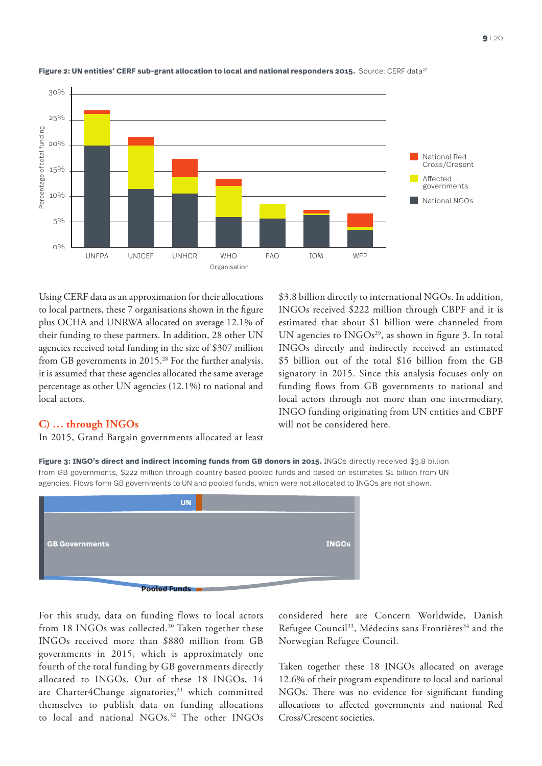**Figure 2: UN entities' CERF sub-grant allocation to local and national responders 2015.** Source: CERF data[27]

Using CERF data as an approximation for their allocations to local partners, these 7 organisations shown in the figure plus OCHA and UNRWA allocated on average 12.1% of their funding to these partners. In addition, 28 other UN agencies received total funding in the size of $307 million from GB governments in 2015.[28] For the further analysis, it is assumed that these agencies allocated the same average percentage as other UN agencies (12.1%) to national and local actors.

## C) … through INGOs

In 2015, Grand Bargain governments allocated at least $3.8 billion directly to international NGOs. In addition, INGOs received $222 million through CBPF and it is estimated that about $1 billion were channeled from UN agencies to INGOs[29], as shown in figure 3. In total INGOs directly and indirectly received an estimated $5 billion out of the total $16 billion from the GB signatory in 2015. Since this analysis focuses only on funding flows from GB governments to national and local actors through not more than one intermediary, INGO funding originating from UN entities and CBPF will not be considered here.

**Figure 3: INGO's direct and indirect incoming funds from GB donors in 2015.** INGOs directly received $3.8 billion from GB governments, $222 million through country based pooled funds and based on estimates $1 billion from UN agencies. Flows form GB governments to UN and pooled funds, which were not allocated to INGOs are not shown.

For this study, data on funding flows to local actors from 18 INGOs was collected.[30] Taken together these INGOs received more than $880 million from GB governments in 2015, which is approximately one fourth of the total funding by GB governments directly allocated to INGOs. Out of these 18 INGOs, 14 are Charter4Change signatories,[31] which committed themselves to publish data on funding allocations to local and national NGOs.[32] The other INGOs considered here are Concern Worldwide, Danish Refugee Council[33], Médecins sans Frontières[34] and the Norwegian Refugee Council.

Taken together these 18 INGOs allocated on average 12.6% of their program expenditure to local and national NGOs. There was no evidence for significant funding allocations to affected governments and national Red Cross/Crescent societies.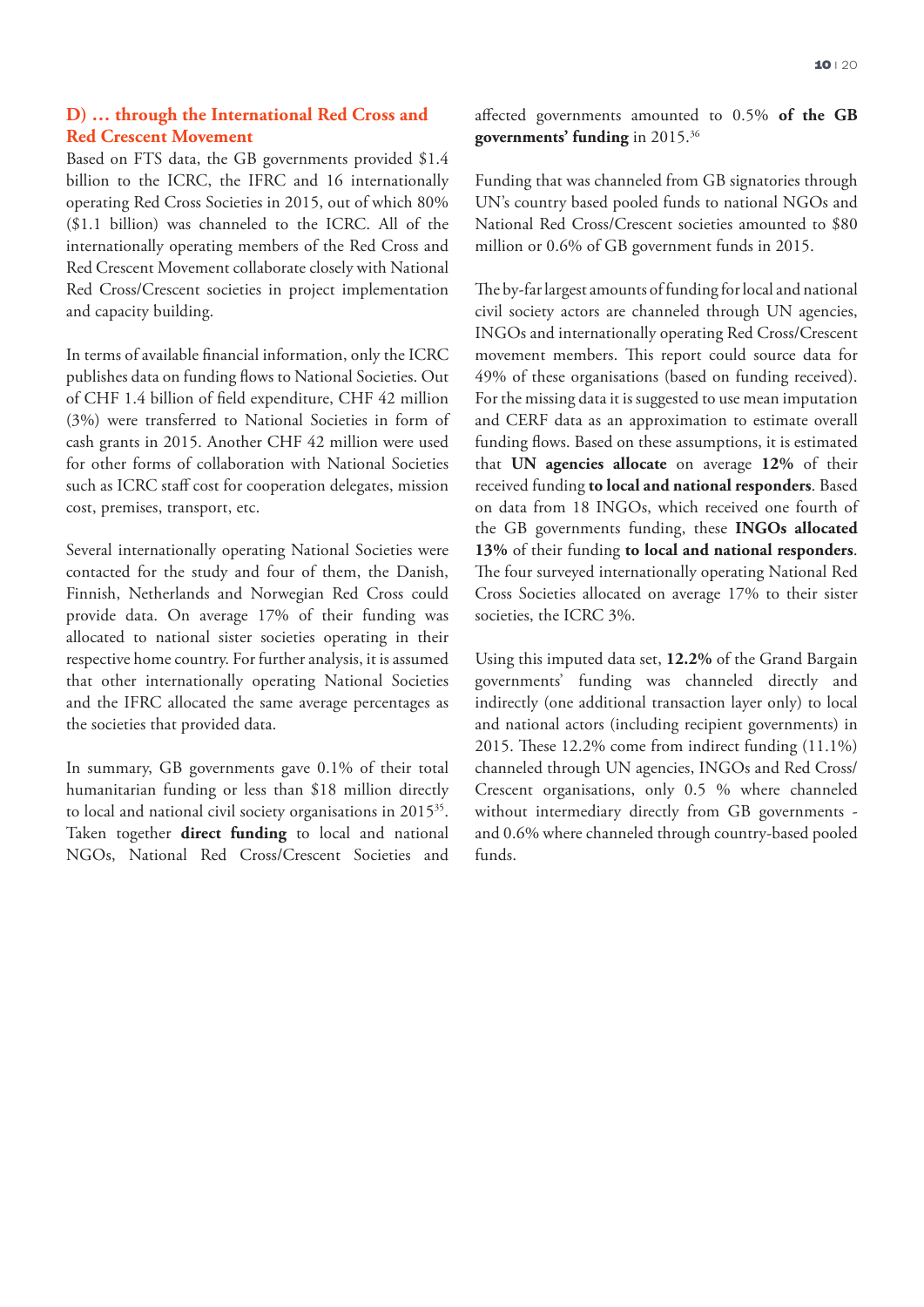### D) … through the International Red Cross and Red Crescent Movement

Based on FTS data, the GB governments provided $1.4 billion to the ICRC, the IFRC and 16 internationally operating Red Cross Societies in 2015, out of which 80% ($1.1 billion) was channeled to the ICRC. All of the internationally operating members of the Red Cross and Red Crescent Movement collaborate closely with National Red Cross/Crescent societies in project implementation and capacity building.

In terms of available financial information, only the ICRC publishes data on funding flows to National Societies. Out of CHF 1.4 billion of field expenditure, CHF 42 million (3%) were transferred to National Societies in form of cash grants in 2015. Another CHF 42 million were used for other forms of collaboration with National Societies such as ICRC staff cost for cooperation delegates, mission cost, premises, transport, etc.

Several internationally operating National Societies were contacted for the study and four of them, the Danish, Finnish, Netherlands and Norwegian Red Cross could provide data. On average 17% of their funding was allocated to national sister societies operating in their respective home country. For further analysis, it is assumed that other internationally operating National Societies and the IFRC allocated the same average percentages as the societies that provided data.

In summary, GB governments gave 0.1% of their total humanitarian funding or less than $18 million directly to local and national civil society organisations in 2015[35]. Taken together **direct funding** to local and national NGOs, National Red Cross/Crescent Societies and affected governments amounted to 0.5% **of the GB governments' funding** in 2015.[36]

Funding that was channeled from GB signatories through UN's country based pooled funds to national NGOs and National Red Cross/Crescent societies amounted to $80 million or 0.6% of GB government funds in 2015.

The by-far largest amounts of funding for local and national civil society actors are channeled through UN agencies, INGOs and internationally operating Red Cross/Crescent movement members. This report could source data for 49% of these organisations (based on funding received). For the missing data it is suggested to use mean imputation and CERF data as an approximation to estimate overall funding flows. Based on these assumptions, it is estimated that **UN agencies allocate** on average **12%** of their received funding **to local and national responders**. Based on data from 18 INGOs, which received one fourth of the GB governments funding, these **INGOs allocated 13%** of their funding **to local and national responders**. The four surveyed internationally operating National Red Cross Societies allocated on average 17% to their sister societies, the ICRC 3%.

Using this imputed data set, **12.2%** of the Grand Bargain governments' funding was channeled directly and indirectly (one additional transaction layer only) to local and national actors (including recipient governments) in 2015. These 12.2% come from indirect funding (11.1%) channeled through UN agencies, INGOs and Red Cross/Crescent organisations, only 0.5 % where channeled without intermediary directly from GB governments - and 0.6% where channeled through country-based pooled funds.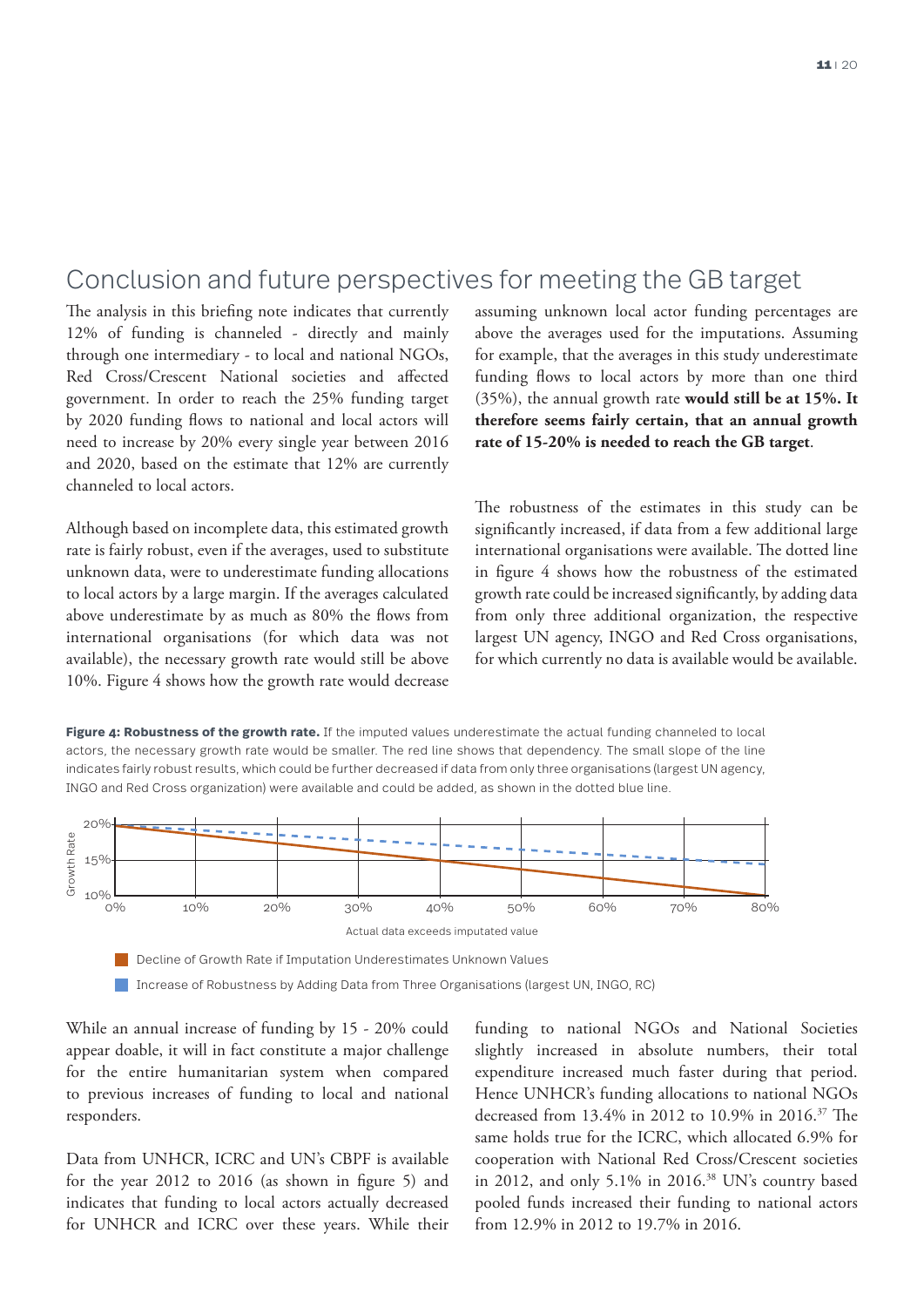## Conclusion and future perspectives for meeting the GB target

The analysis in this briefing note indicates that currently 12% of funding is channeled - directly and mainly through one intermediary - to local and national NGOs, Red Cross/Crescent National societies and affected government. In order to reach the 25% funding target by 2020 funding flows to national and local actors will need to increase by 20% every single year between 2016 and 2020, based on the estimate that 12% are currently channeled to local actors.

Although based on incomplete data, this estimated growth rate is fairly robust, even if the averages, used to substitute unknown data, were to underestimate funding allocations to local actors by a large margin. If the averages calculated above underestimate by as much as 80% the flows from international organisations (for which data was not available), the necessary growth rate would still be above 10%. Figure 4 shows how the growth rate would decrease assuming unknown local actor funding percentages are above the averages used for the imputations. Assuming for example, that the averages in this study underestimate funding flows to local actors by more than one third (35%), the annual growth rate **would still be at 15%. It therefore seems fairly certain, that an annual growth rate of 15-20% is needed to reach the GB target**.

The robustness of the estimates in this study can be significantly increased, if data from a few additional large international organisations were available. The dotted line in figure 4 shows how the robustness of the estimated growth rate could be increased significantly, by adding data from only three additional organization, the respective largest UN agency, INGO and Red Cross organisations, for which currently no data is available would be available.

**Figure 4: Robustness of the growth rate.** If the imputed values underestimate the actual funding channeled to local actors, the necessary growth rate would be smaller. The red line shows that dependency. The small slope of the line indicates fairly robust results, which could be further decreased if data from only three organisations (largest UN agency, INGO and Red Cross organization) were available and could be added, as shown in the dotted blue line.

While an annual increase of funding by 15 - 20% could appear doable, it will in fact constitute a major challenge for the entire humanitarian system when compared to previous increases of funding to local and national responders.

Data from UNHCR, ICRC and UN's CBPF is available for the year 2012 to 2016 (as shown in figure 5) and indicates that funding to local actors actually decreased for UNHCR and ICRC over these years. While their funding to national NGOs and National Societies slightly increased in absolute numbers, their total expenditure increased much faster during that period. Hence UNHCR's funding allocations to national NGOs decreased from 13.4% in 2012 to 10.9% in 2016.[37] The same holds true for the ICRC, which allocated 6.9% for cooperation with National Red Cross/Crescent societies in 2012, and only 5.1% in 2016.[38] UN's country based pooled funds increased their funding to national actors from 12.9% in 2012 to 19.7% in 2016.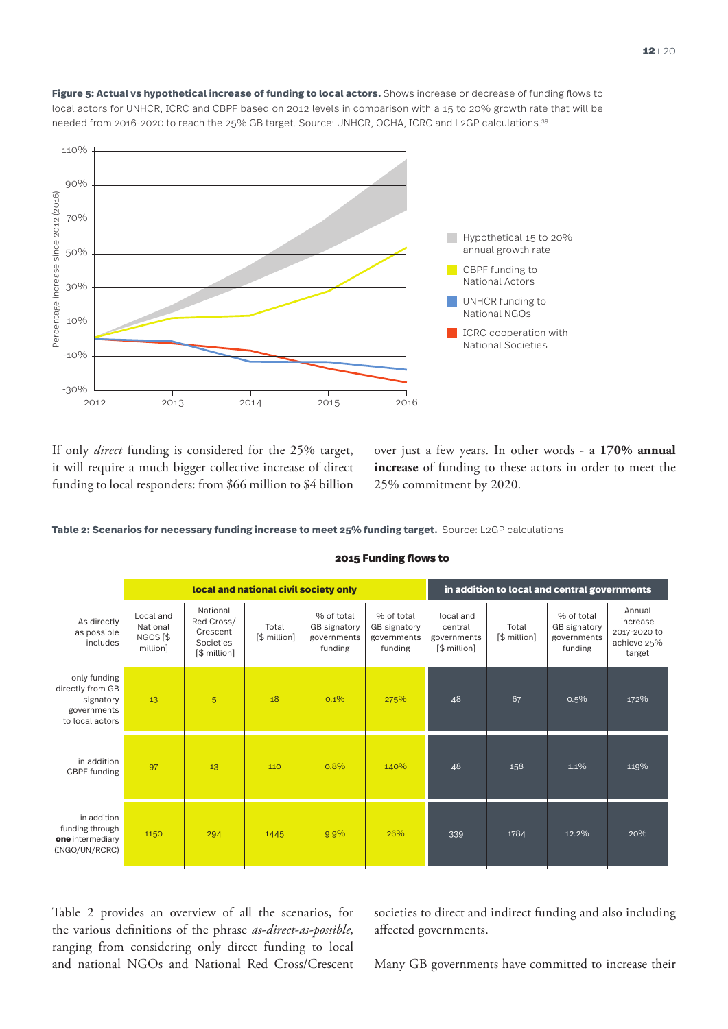**Figure 5: Actual vs hypothetical increase of funding to local actors.** Shows increase or decrease of funding flows to local actors for UNHCR, ICRC and CBPF based on 2012 levels in comparison with a 15 to 20% growth rate that will be needed from 2016-2020 to reach the 25% GB target. Source: UNHCR, OCHA, ICRC and L2GP calculations.[39]

If only *direct* funding is considered for the 25% target, it will require a much bigger collective increase of direct funding to local responders: from $66 million to $4 billion over just a few years. In other words - a **170% annual increase** of funding to these actors in order to meet the 25% commitment by 2020.

**Table 2: Scenarios for necessary funding increase to meet 25% funding target.** Source: L2GP calculations

**2015 Funding flows to**

| | local and national civil society only | | | | | in addition to local and central governments | | | |
|---|---|---|---|---|---|---|---|---|---|
| As directly as possible includes | Local and National NGOS [$ million] | National Red Cross/ Crescent Societies [$ million] | Total [$ million] | % of total GB signatory governments funding | % of total GB signatory governments funding | local and central governments [$ million] | Total [$ million] | % of total GB signatory governments funding | Annual increase 2017-2020 to achieve 25% target |
| only funding directly from GB signatory governments to local actors | 13 | 5 | 18 | 0.1% | 275% | 48 | 67 | 0.5% | 172% |
| in addition CBPF funding | 97 | 13 | 110 | 0.8% | 140% | 48 | 158 | 1.1% | 119% |
| in addition funding through **one** intermediary (INGO/UN/RCRC) | 1150 | 294 | 1445 | 9.9% | 26% | 339 | 1784 | 12.2% | 20% |

Table 2 provides an overview of all the scenarios, for the various definitions of the phrase *as-direct-as-possible*, ranging from considering only direct funding to local and national NGOs and National Red Cross/Crescent societies to direct and indirect funding and also including affected governments.

Many GB governments have committed to increase their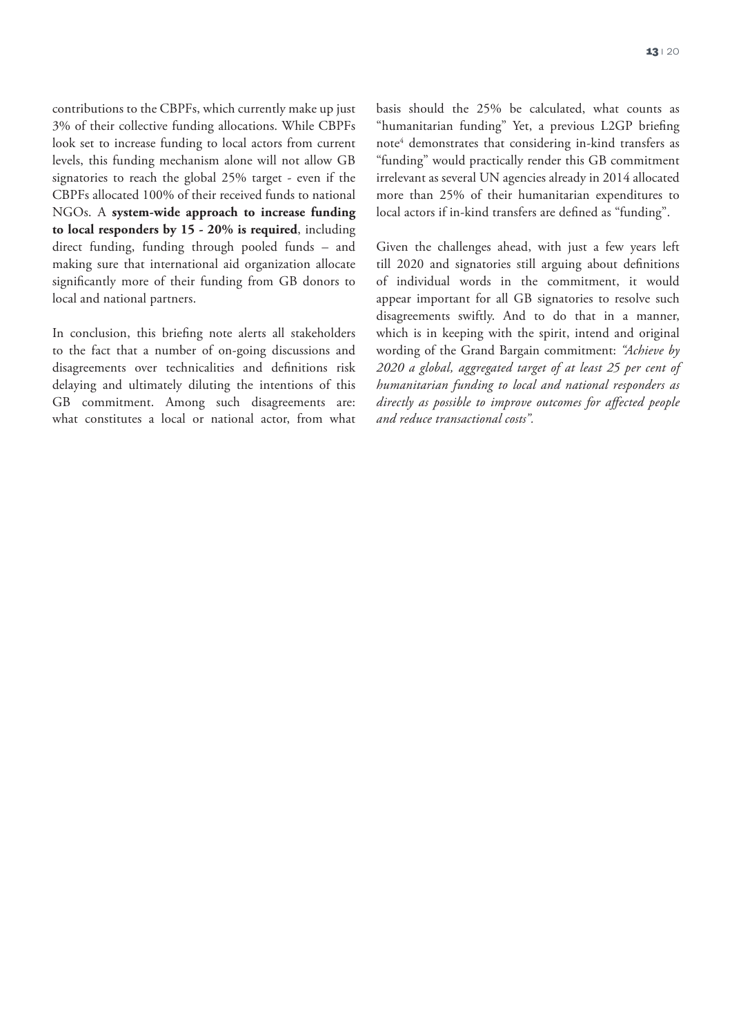contributions to the CBPFs, which currently make up just 3% of their collective funding allocations. While CBPFs look set to increase funding to local actors from current levels, this funding mechanism alone will not allow GB signatories to reach the global 25% target - even if the CBPFs allocated 100% of their received funds to national NGOs. A **system-wide approach to increase funding to local responders by 15 - 20% is required**, including direct funding, funding through pooled funds – and making sure that international aid organization allocate significantly more of their funding from GB donors to local and national partners.

In conclusion, this briefing note alerts all stakeholders to the fact that a number of on-going discussions and disagreements over technicalities and definitions risk delaying and ultimately diluting the intentions of this GB commitment. Among such disagreements are: what constitutes a local or national actor, from what basis should the 25% be calculated, what counts as "humanitarian funding" Yet, a previous L2GP briefing note[4] demonstrates that considering in-kind transfers as "funding" would practically render this GB commitment irrelevant as several UN agencies already in 2014 allocated more than 25% of their humanitarian expenditures to local actors if in-kind transfers are defined as "funding".

Given the challenges ahead, with just a few years left till 2020 and signatories still arguing about definitions of individual words in the commitment, it would appear important for all GB signatories to resolve such disagreements swiftly. And to do that in a manner, which is in keeping with the spirit, intend and original wording of the Grand Bargain commitment: *"Achieve by 2020 a global, aggregated target of at least 25 per cent of humanitarian funding to local and national responders as directly as possible to improve outcomes for affected people and reduce transactional costs".*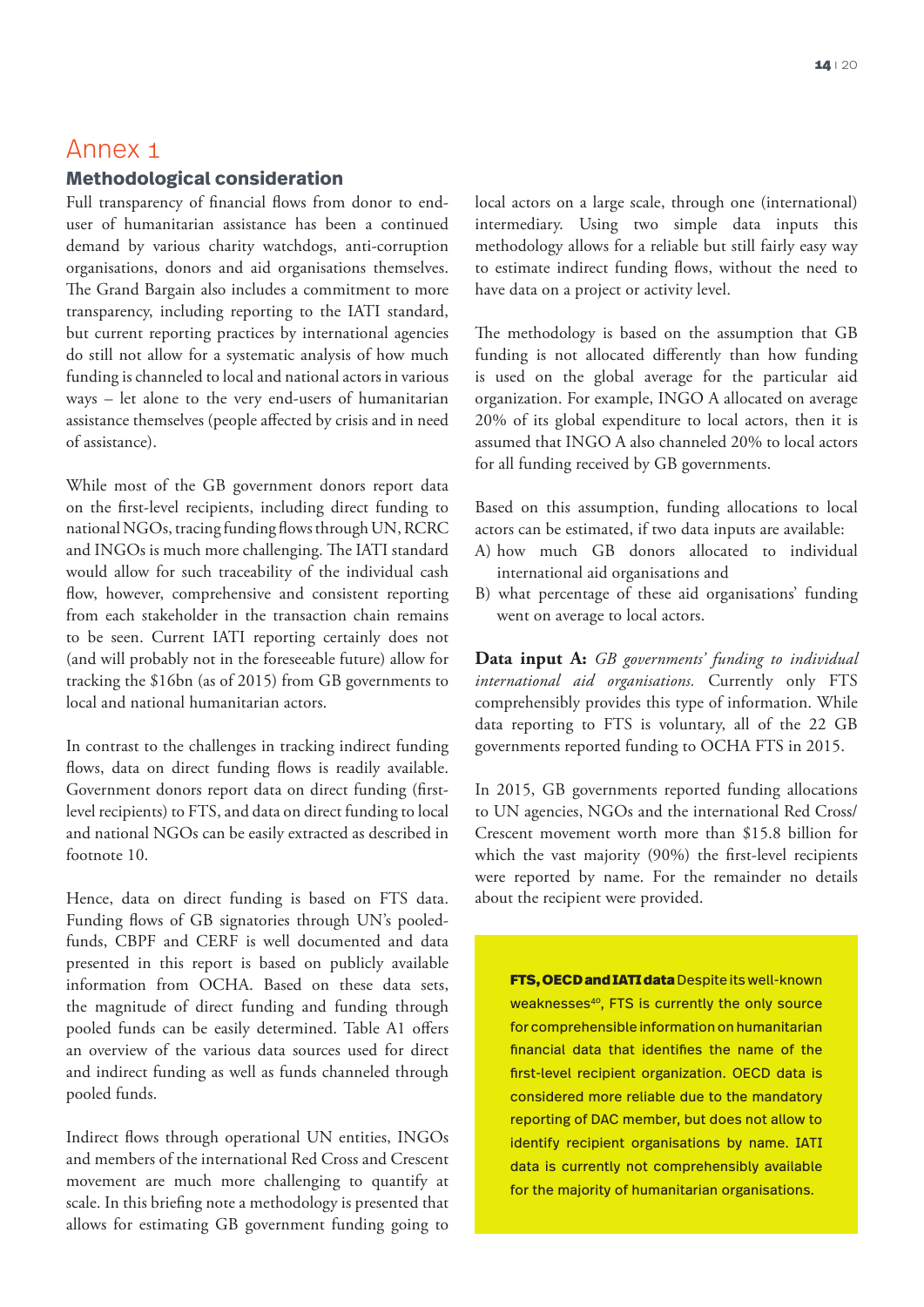# Annex 1

## Methodological consideration

Full transparency of financial flows from donor to end-user of humanitarian assistance has been a continued demand by various charity watchdogs, anti-corruption organisations, donors and aid organisations themselves. The Grand Bargain also includes a commitment to more transparency, including reporting to the IATI standard, but current reporting practices by international agencies do still not allow for a systematic analysis of how much funding is channeled to local and national actors in various ways – let alone to the very end-users of humanitarian assistance themselves (people affected by crisis and in need of assistance).

While most of the GB government donors report data on the first-level recipients, including direct funding to national NGOs, tracing funding flows through UN, RCRC and INGOs is much more challenging. The IATI standard would allow for such traceability of the individual cash flow, however, comprehensive and consistent reporting from each stakeholder in the transaction chain remains to be seen. Current IATI reporting certainly does not (and will probably not in the foreseeable future) allow for tracking the $16bn (as of 2015) from GB governments to local and national humanitarian actors.

In contrast to the challenges in tracking indirect funding flows, data on direct funding flows is readily available. Government donors report data on direct funding (first-level recipients) to FTS, and data on direct funding to local and national NGOs can be easily extracted as described in footnote 10.

Hence, data on direct funding is based on FTS data. Funding flows of GB signatories through UN's pooled-funds, CBPF and CERF is well documented and data presented in this report is based on publicly available information from OCHA. Based on these data sets, the magnitude of direct funding and funding through pooled funds can be easily determined. Table A1 offers an overview of the various data sources used for direct and indirect funding as well as funds channeled through pooled funds.

Indirect flows through operational UN entities, INGOs and members of the international Red Cross and Crescent movement are much more challenging to quantify at scale. In this briefing note a methodology is presented that allows for estimating GB government funding going to local actors on a large scale, through one (international) intermediary. Using two simple data inputs this methodology allows for a reliable but still fairly easy way to estimate indirect funding flows, without the need to have data on a project or activity level.

The methodology is based on the assumption that GB funding is not allocated differently than how funding is used on the global average for the particular aid organization. For example, INGO A allocated on average 20% of its global expenditure to local actors, then it is assumed that INGO A also channeled 20% to local actors for all funding received by GB governments.

Based on this assumption, funding allocations to local actors can be estimated, if two data inputs are available:

A) how much GB donors allocated to individual international aid organisations and
B) what percentage of these aid organisations' funding went on average to local actors.

**Data input A:** *GB governments' funding to individual international aid organisations.* Currently only FTS comprehensibly provides this type of information. While data reporting to FTS is voluntary, all of the 22 GB governments reported funding to OCHA FTS in 2015.

In 2015, GB governments reported funding allocations to UN agencies, NGOs and the international Red Cross/Crescent movement worth more than $15.8 billion for which the vast majority (90%) the first-level recipients were reported by name. For the remainder no details about the recipient were provided.

**FTS, OECD and IATI data** Despite its well-known weaknesses[40], FTS is currently the only source for comprehensible information on humanitarian financial data that identifies the name of the first-level recipient organization. OECD data is considered more reliable due to the mandatory reporting of DAC member, but does not allow to identify recipient organisations by name. IATI data is currently not comprehensibly available for the majority of humanitarian organisations.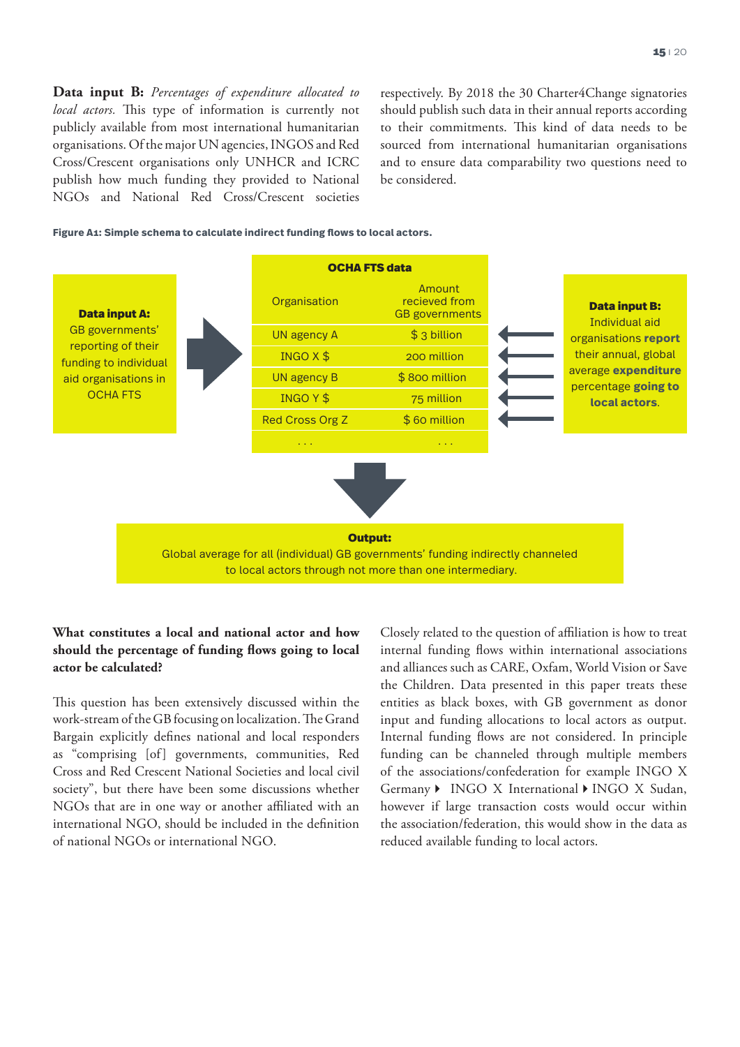**Data input B:** *Percentages of expenditure allocated to local actors.* This type of information is currently not publicly available from most international humanitarian organisations. Of the major UN agencies, INGOS and Red Cross/Crescent organisations only UNHCR and ICRC publish how much funding they provided to National NGOs and National Red Cross/Crescent societies respectively. By 2018 the 30 Charter4Change signatories should publish such data in their annual reports according to their commitments. This kind of data needs to be sourced from international humanitarian organisations and to ensure data comparability two questions need to be considered.

**Figure A1: Simple schema to calculate indirect funding flows to local actors.**

**Data input A:** GB governments' reporting of their funding to individual aid organisations in OCHA FTS

**OCHA FTS data**

| Organisation | Amount recieved from GB governments |
|---|---|
| UN agency A | $ 3 billion |
| INGO X $ | 200 million |
| UN agency B | $ 800 million |
| INGO Y $ | 75 million |
| Red Cross Org Z | $ 60 million |
| . . . | . . . |

**Data input B:** Individual aid organisations **report** their annual, global average **expenditure** percentage **going to local actors**.

**Output:** Global average for all (individual) GB governments' funding indirectly channeled to local actors through not more than one intermediary.

**What constitutes a local and national actor and how should the percentage of funding flows going to local actor be calculated?**

This question has been extensively discussed within the work-stream of the GB focusing on localization. The Grand Bargain explicitly defines national and local responders as "comprising [of] governments, communities, Red Cross and Red Crescent National Societies and local civil society", but there have been some discussions whether NGOs that are in one way or another affiliated with an international NGO, should be included in the definition of national NGOs or international NGO.

Closely related to the question of affiliation is how to treat internal funding flows within international associations and alliances such as CARE, Oxfam, World Vision or Save the Children. Data presented in this paper treats these entities as black boxes, with GB government as donor input and funding allocations to local actors as output. Internal funding flows are not considered. In principle funding can be channeled through multiple members of the associations/confederation for example INGO X Germany ▸ INGO X International ▸ INGO X Sudan, however if large transaction costs would occur within the association/federation, this would show in the data as reduced available funding to local actors.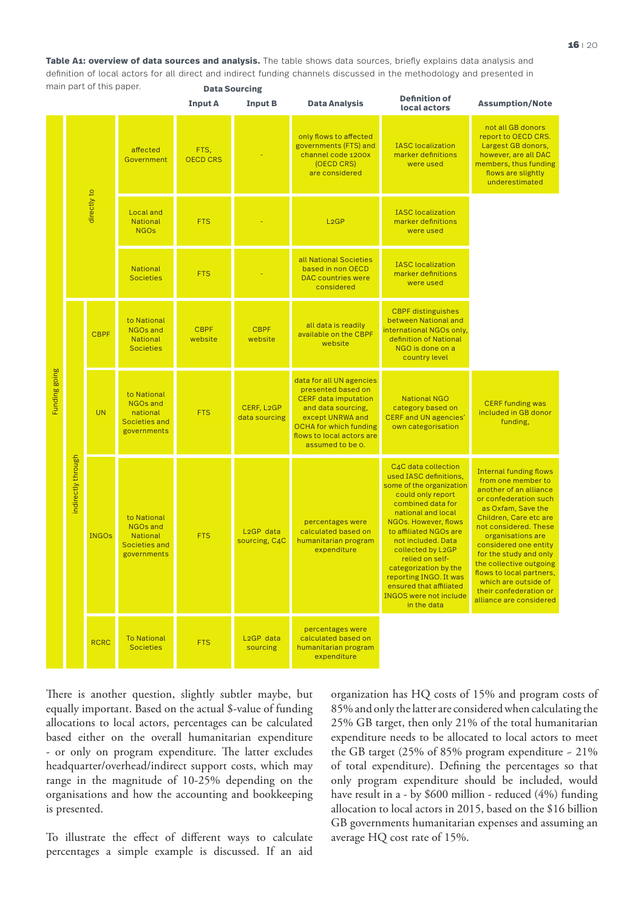**Table A1: overview of data sources and analysis.** The table shows data sources, briefly explains data analysis and definition of local actors for all direct and indirect funding channels discussed in the methodology and presented in main part of this paper.

| | | | | Data Sourcing | | | | |
|---|---|---|---|---|---|---|---|---|
| | | | | Input A | Input B | Data Analysis | Definition of local actors | Assumption/Note |
| Funding going | directly to | | affected Government | FTS, OECD CRS | - | only flows to affected governments (FTS) and channel code 1200x (OECD CRS) are considered | IASC localization marker definitions were used | not all GB donors report to OECD CRS. Largest GB donors, however, are all DAC members, thus funding flows are slightly underestimated |
| | | | Local and National NGOs | FTS | - | L2GP | IASC localization marker definitions were used | |
| | | | National Societies | FTS | - | all National Societies based in non OECD DAC countries were considered | IASC localization marker definitions were used | |
| | indirectly through | CBPF | to National NGOs and National Societies | CBPF website | CBPF website | all data is readily available on the CBPF website | CBPF distinguishes between National and international NGOs only, definition of National NGO is done on a country level | |
| | | UN | to National NGOs and national Societies and governments | FTS | CERF, L2GP data sourcing | data for all UN agencies presented based on CERF data imputation and data sourcing, except UNRWA and OCHA for which funding flows to local actors are assumed to be 0. | National NGO category based on CERF and UN agencies' own categorisation | CERF funding was included in GB donor funding, |
| | | INGOs | to National NGOs and National Societies and governments | FTS | L2GP data sourcing, C4C | percentages were calculated based on humanitarian program expenditure | C4C data collection used IASC definitions, some of the organization could only report combined data for national and local NGOs. However, flows to affiliated NGOs are not included. Data collected by L2GP relied on self-categorization by the reporting INGO. It was ensured that affiliated INGOS were not include in the data | Internal funding flows from one member to another of an alliance or confederation such as Oxfam, Save the Children, Care etc are not considered. These organisations are considered one entity for the study and only the collective outgoing flows to local partners, which are outside of their confederation or alliance are considered |
| | | RCRC | To National Societies | FTS | L2GP data sourcing | percentages were calculated based on humanitarian program expenditure | | |

There is another question, slightly subtler maybe, but equally important. Based on the actual $-value of funding allocations to local actors, percentages can be calculated based either on the overall humanitarian expenditure - or only on program expenditure. The latter excludes headquarter/overhead/indirect support costs, which may range in the magnitude of 10-25% depending on the organisations and how the accounting and bookkeeping is presented.

To illustrate the effect of different ways to calculate percentages a simple example is discussed. If an aid organization has HQ costs of 15% and program costs of 85% and only the latter are considered when calculating the 25% GB target, then only 21% of the total humanitarian expenditure needs to be allocated to local actors to meet the GB target (25% of 85% program expenditure ~ 21% of total expenditure). Defining the percentages so that only program expenditure should be included, would have result in a - by $600 million - reduced (4%) funding allocation to local actors in 2015, based on the $16 billion GB governments humanitarian expenses and assuming an average HQ cost rate of 15%.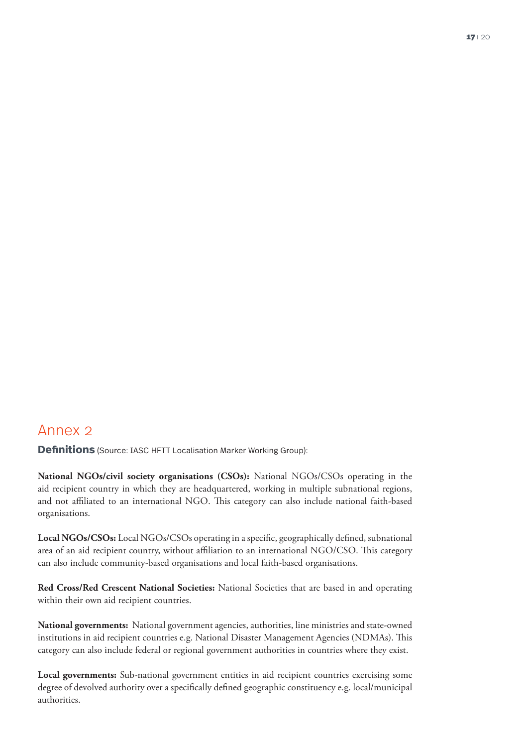## Annex 2

**Definitions** (Source: IASC HFTT Localisation Marker Working Group):

**National NGOs/civil society organisations (CSOs):** National NGOs/CSOs operating in the aid recipient country in which they are headquartered, working in multiple subnational regions, and not affiliated to an international NGO. This category can also include national faith-based organisations.

**Local NGOs/CSOs:** Local NGOs/CSOs operating in a specific, geographically defined, subnational area of an aid recipient country, without affiliation to an international NGO/CSO. This category can also include community-based organisations and local faith-based organisations.

**Red Cross/Red Crescent National Societies:** National Societies that are based in and operating within their own aid recipient countries.

**National governments:** National government agencies, authorities, line ministries and state-owned institutions in aid recipient countries e.g. National Disaster Management Agencies (NDMAs). This category can also include federal or regional government authorities in countries where they exist.

**Local governments:** Sub-national government entities in aid recipient countries exercising some degree of devolved authority over a specifically defined geographic constituency e.g. local/municipal authorities.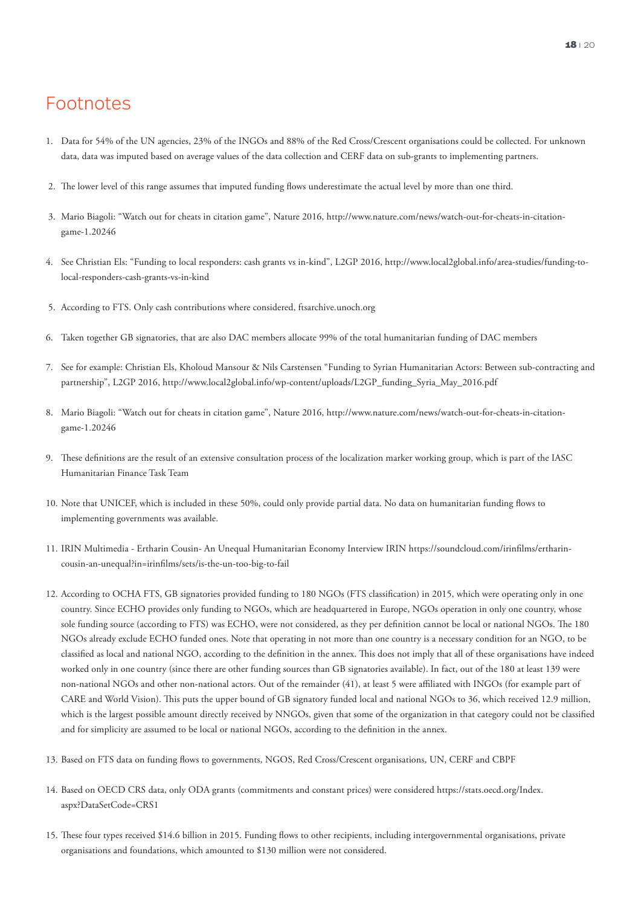# Footnotes

1. Data for 54% of the UN agencies, 23% of the INGOs and 88% of the Red Cross/Crescent organisations could be collected. For unknown data, data was imputed based on average values of the data collection and CERF data on sub-grants to implementing partners.
2. The lower level of this range assumes that imputed funding flows underestimate the actual level by more than one third.
3. Mario Biagoli: "Watch out for cheats in citation game", Nature 2016, http://www.nature.com/news/watch-out-for-cheats-in-citation-game-1.20246
4. See Christian Els: "Funding to local responders: cash grants vs in-kind", L2GP 2016, http://www.local2global.info/area-studies/funding-to-local-responders-cash-grants-vs-in-kind
5. According to FTS. Only cash contributions where considered, ftsarchive.unoch.org
6. Taken together GB signatories, that are also DAC members allocate 99% of the total humanitarian funding of DAC members
7. See for example: Christian Els, Kholoud Mansour & Nils Carstensen "Funding to Syrian Humanitarian Actors: Between sub-contracting and partnership", L2GP 2016, http://www.local2global.info/wp-content/uploads/L2GP_funding_Syria_May_2016.pdf
8. Mario Biagoli: "Watch out for cheats in citation game", Nature 2016, http://www.nature.com/news/watch-out-for-cheats-in-citation-game-1.20246
9. These definitions are the result of an extensive consultation process of the localization marker working group, which is part of the IASC Humanitarian Finance Task Team
10. Note that UNICEF, which is included in these 50%, could only provide partial data. No data on humanitarian funding flows to implementing governments was available.
11. IRIN Multimedia - Ertharin Cousin- An Unequal Humanitarian Economy Interview IRIN https://soundcloud.com/irinfilms/ertharin-cousin-an-unequal?in=irinfilms/sets/is-the-un-too-big-to-fail
12. According to OCHA FTS, GB signatories provided funding to 180 NGOs (FTS classification) in 2015, which were operating only in one country. Since ECHO provides only funding to NGOs, which are headquartered in Europe, NGOs operation in only one country, whose sole funding source (according to FTS) was ECHO, were not considered, as they per definition cannot be local or national NGOs. The 180 NGOs already exclude ECHO funded ones. Note that operating in not more than one country is a necessary condition for an NGO, to be classified as local and national NGO, according to the definition in the annex. This does not imply that all of these organisations have indeed worked only in one country (since there are other funding sources than GB signatories available). In fact, out of the 180 at least 139 were non-national NGOs and other non-national actors. Out of the remainder (41), at least 5 were affiliated with INGOs (for example part of CARE and World Vision). This puts the upper bound of GB signatory funded local and national NGOs to 36, which received 12.9 million, which is the largest possible amount directly received by NNGOs, given that some of the organization in that category could not be classified and for simplicity are assumed to be local or national NGOs, according to the definition in the annex.
13. Based on FTS data on funding flows to governments, NGOS, Red Cross/Crescent organisations, UN, CERF and CBPF
14. Based on OECD CRS data, only ODA grants (commitments and constant prices) were considered https://stats.oecd.org/Index.aspx?DataSetCode=CRS1
15. These four types received $14.6 billion in 2015. Funding flows to other recipients, including intergovernmental organisations, private organisations and foundations, which amounted to $130 million were not considered.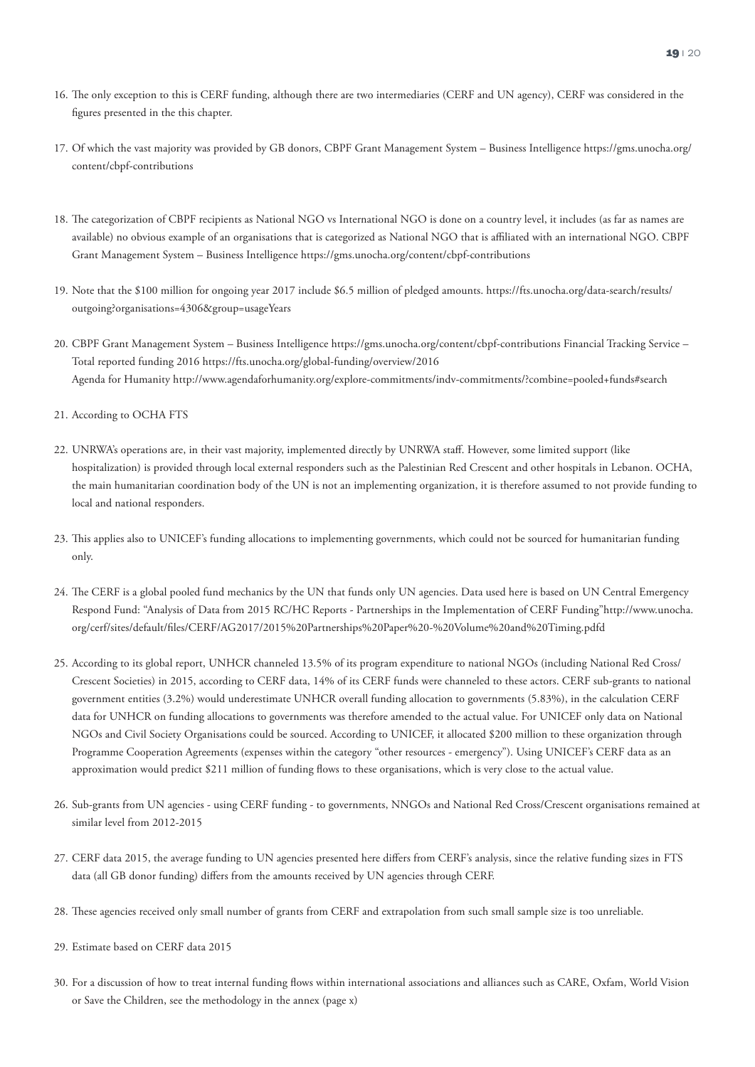16. The only exception to this is CERF funding, although there are two intermediaries (CERF and UN agency), CERF was considered in the figures presented in the this chapter.

17. Of which the vast majority was provided by GB donors, CBPF Grant Management System – Business Intelligence https://gms.unocha.org/content/cbpf-contributions

18. The categorization of CBPF recipients as National NGO vs International NGO is done on a country level, it includes (as far as names are available) no obvious example of an organisations that is categorized as National NGO that is affiliated with an international NGO. CBPF Grant Management System – Business Intelligence https://gms.unocha.org/content/cbpf-contributions

19. Note that the $100 million for ongoing year 2017 include $6.5 million of pledged amounts. https://fts.unocha.org/data-search/results/outgoing?organisations=4306&group=usageYears

20. CBPF Grant Management System – Business Intelligence https://gms.unocha.org/content/cbpf-contributions Financial Tracking Service – Total reported funding 2016 https://fts.unocha.org/global-funding/overview/2016
    Agenda for Humanity http://www.agendaforhumanity.org/explore-commitments/indv-commitments/?combine=pooled+funds#search

21. According to OCHA FTS

22. UNRWA's operations are, in their vast majority, implemented directly by UNRWA staff. However, some limited support (like hospitalization) is provided through local external responders such as the Palestinian Red Crescent and other hospitals in Lebanon. OCHA, the main humanitarian coordination body of the UN is not an implementing organization, it is therefore assumed to not provide funding to local and national responders.

23. This applies also to UNICEF's funding allocations to implementing governments, which could not be sourced for humanitarian funding only.

24. The CERF is a global pooled fund mechanics by the UN that funds only UN agencies. Data used here is based on UN Central Emergency Respond Fund: "Analysis of Data from 2015 RC/HC Reports - Partnerships in the Implementation of CERF Funding"http://www.unocha.org/cerf/sites/default/files/CERF/AG2017/2015%20Partnerships%20Paper%20-%20Volume%20and%20Timing.pdfd

25. According to its global report, UNHCR channeled 13.5% of its program expenditure to national NGOs (including National Red Cross/Crescent Societies) in 2015, according to CERF data, 14% of its CERF funds were channeled to these actors. CERF sub-grants to national government entities (3.2%) would underestimate UNHCR overall funding allocation to governments (5.83%), in the calculation CERF data for UNHCR on funding allocations to governments was therefore amended to the actual value. For UNICEF only data on National NGOs and Civil Society Organisations could be sourced. According to UNICEF, it allocated $200 million to these organization through Programme Cooperation Agreements (expenses within the category "other resources - emergency"). Using UNICEF's CERF data as an approximation would predict $211 million of funding flows to these organisations, which is very close to the actual value.

26. Sub-grants from UN agencies - using CERF funding - to governments, NNGOs and National Red Cross/Crescent organisations remained at similar level from 2012-2015

27. CERF data 2015, the average funding to UN agencies presented here differs from CERF's analysis, since the relative funding sizes in FTS data (all GB donor funding) differs from the amounts received by UN agencies through CERF.

28. These agencies received only small number of grants from CERF and extrapolation from such small sample size is too unreliable.

29. Estimate based on CERF data 2015

30. For a discussion of how to treat internal funding flows within international associations and alliances such as CARE, Oxfam, World Vision or Save the Children, see the methodology in the annex (page x)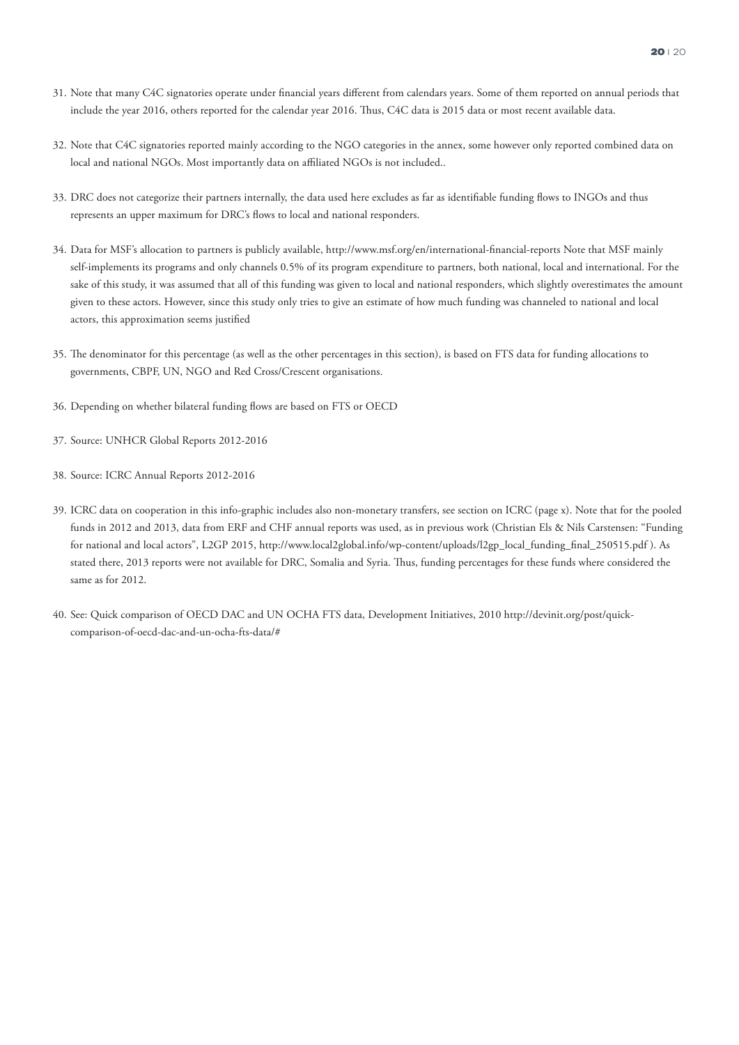31. Note that many C4C signatories operate under financial years different from calendars years. Some of them reported on annual periods that include the year 2016, others reported for the calendar year 2016. Thus, C4C data is 2015 data or most recent available data.

32. Note that C4C signatories reported mainly according to the NGO categories in the annex, some however only reported combined data on local and national NGOs. Most importantly data on affiliated NGOs is not included..

33. DRC does not categorize their partners internally, the data used here excludes as far as identifiable funding flows to INGOs and thus represents an upper maximum for DRC's flows to local and national responders.

34. Data for MSF's allocation to partners is publicly available, http://www.msf.org/en/international-financial-reports Note that MSF mainly self-implements its programs and only channels 0.5% of its program expenditure to partners, both national, local and international. For the sake of this study, it was assumed that all of this funding was given to local and national responders, which slightly overestimates the amount given to these actors. However, since this study only tries to give an estimate of how much funding was channeled to national and local actors, this approximation seems justified

35. The denominator for this percentage (as well as the other percentages in this section), is based on FTS data for funding allocations to governments, CBPF, UN, NGO and Red Cross/Crescent organisations.

36. Depending on whether bilateral funding flows are based on FTS or OECD

37. Source: UNHCR Global Reports 2012-2016

38. Source: ICRC Annual Reports 2012-2016

39. ICRC data on cooperation in this info-graphic includes also non-monetary transfers, see section on ICRC (page x). Note that for the pooled funds in 2012 and 2013, data from ERF and CHF annual reports was used, as in previous work (Christian Els & Nils Carstensen: "Funding for national and local actors", L2GP 2015, http://www.local2global.info/wp-content/uploads/l2gp_local_funding_final_250515.pdf ). As stated there, 2013 reports were not available for DRC, Somalia and Syria. Thus, funding percentages for these funds where considered the same as for 2012.

40. See: Quick comparison of OECD DAC and UN OCHA FTS data, Development Initiatives, 2010 http://devinit.org/post/quick-comparison-of-oecd-dac-and-un-ocha-fts-data/#